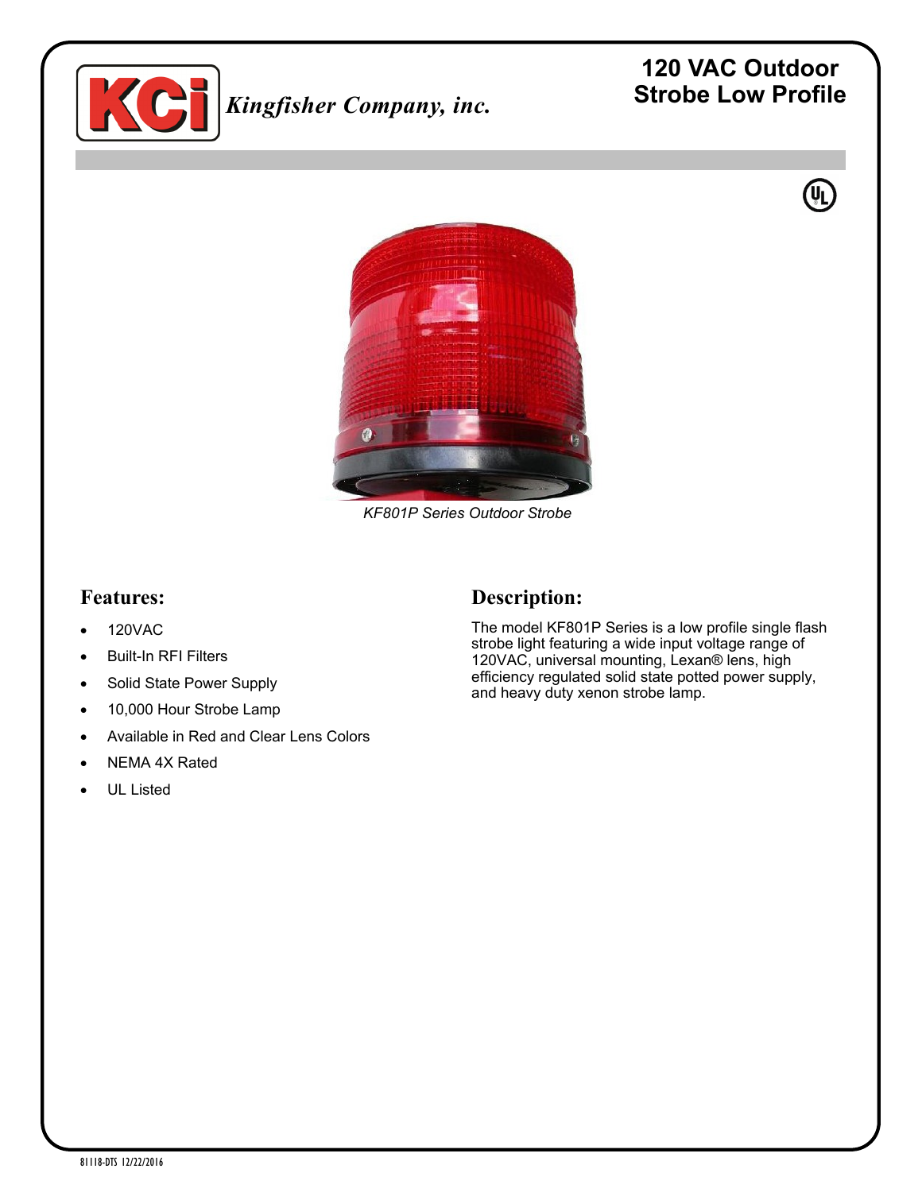Kingfisher Company, inc.

# 120 VAC Outdoor Strobe Low Profile

*KF801P Series Outdoor Strobe*

## Features:

- 120VAC
- Built-In RFI Filters
- Solid State Power Supply
- 10,000 Hour Strobe Lamp
- Available in Red and Clear Lens Colors
- NEMA 4X Rated
- UL Listed

## Description:

The model KF801P Series is a low profile single flash strobe light featuring a wide input voltage range of 120VAC, universal mounting, Lexan® lens, high efficiency regulated solid state potted power supply, and heavy duty xenon strobe lamp.

81118-DTS 12/22/2016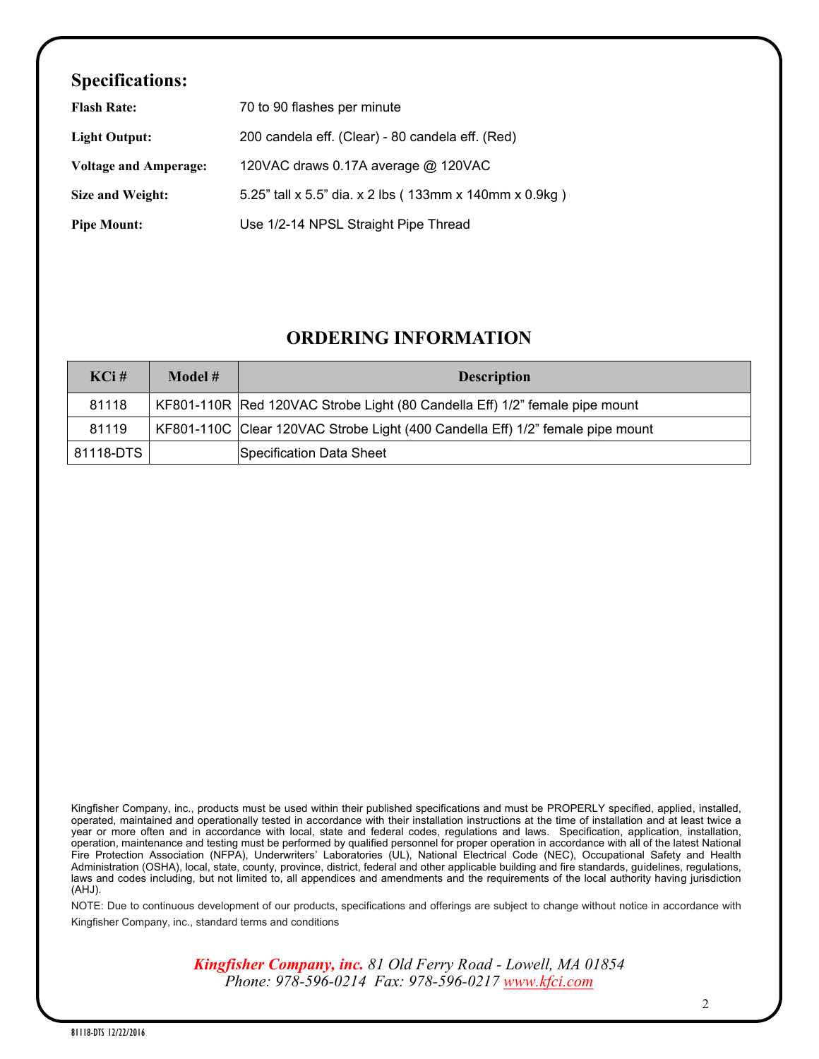## Specifications:

| | |
|---|---|
| **Flash Rate:** | 70 to 90 flashes per minute |
| **Light Output:** | 200 candela eff. (Clear) - 80 candela eff. (Red) |
| **Voltage and Amperage:** | 120VAC draws 0.17A average @ 120VAC |
| **Size and Weight:** | 5.25" tall x 5.5" dia. x 2 lbs ( 133mm x 140mm x 0.9kg ) |
| **Pipe Mount:** | Use 1/2-14 NPSL Straight Pipe Thread |

## ORDERING INFORMATION

| KCi # | Model # | Description |
|---|---|---|
| 81118 | KF801-110R | Red 120VAC Strobe Light (80 Candella Eff) 1/2" female pipe mount |
| 81119 | KF801-110C | Clear 120VAC Strobe Light (400 Candella Eff) 1/2" female pipe mount |
| 81118-DTS | | Specification Data Sheet |

Kingfisher Company, inc., products must be used within their published specifications and must be PROPERLY specified, applied, installed, operated, maintained and operationally tested in accordance with their installation instructions at the time of installation and at least twice a year or more often and in accordance with local, state and federal codes, regulations and laws. Specification, application, installation, operation, maintenance and testing must be performed by qualified personnel for proper operation in accordance with all of the latest National Fire Protection Association (NFPA), Underwriters' Laboratories (UL), National Electrical Code (NEC), Occupational Safety and Health Administration (OSHA), local, state, county, province, district, federal and other applicable building and fire standards, guidelines, regulations, laws and codes including, but not limited to, all appendices and amendments and the requirements of the local authority having jurisdiction (AHJ).

NOTE: Due to continuous development of our products, specifications and offerings are subject to change without notice in accordance with Kingfisher Company, inc., standard terms and conditions

***Kingfisher Company, inc.*** *81 Old Ferry Road - Lowell, MA 01854*
*Phone: 978-596-0214 Fax: 978-596-0217 www.kfci.com*

81118-DTS 12/22/2016